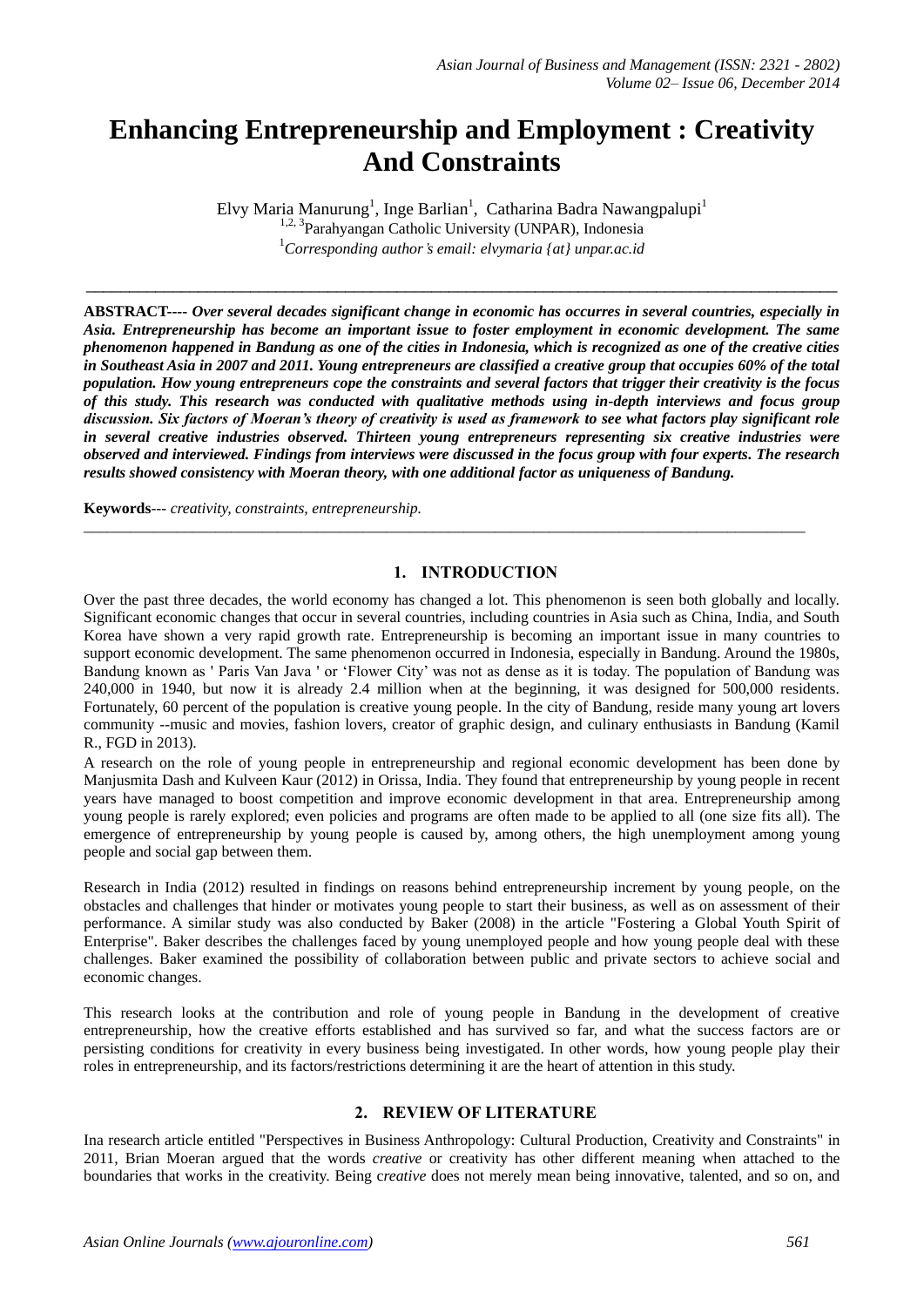# Enhancing Entrepreneurship and Employment : Creativity And Constraints

Elvy Maria Manurung[1], Inge Barlian[1], Catharina Badra Nawangpalupi[1]
[1,2,3]Parahyangan Catholic University (UNPAR), Indonesia
[1]*Corresponding author's email: elvymaria {at} unpar.ac.id*

---

**ABSTRACT----** ***Over several decades significant change in economic has occurres in several countries, especially in Asia. Entrepreneurship has become an important issue to foster employment in economic development. The same phenomenon happened in Bandung as one of the cities in Indonesia, which is recognized as one of the creative cities in Southeast Asia in 2007 and 2011. Young entrepreneurs are classified a creative group that occupies 60% of the total population. How young entrepreneurs cope the constraints and several factors that trigger their creativity is the focus of this study. This research was conducted with qualitative methods using in-depth interviews and focus group discussion. Six factors of Moeran's theory of creativity is used as framework to see what factors play significant role in several creative industries observed. Thirteen young entrepreneurs representing six creative industries were observed and interviewed. Findings from interviews were discussed in the focus group with four experts. The research results showed consistency with Moeran theory, with one additional factor as uniqueness of Bandung.***

**Keywords**--- *creativity, constraints, entrepreneurship.*

---

## 1. INTRODUCTION

Over the past three decades, the world economy has changed a lot. This phenomenon is seen both globally and locally. Significant economic changes that occur in several countries, including countries in Asia such as China, India, and South Korea have shown a very rapid growth rate. Entrepreneurship is becoming an important issue in many countries to support economic development. The same phenomenon occurred in Indonesia, especially in Bandung. Around the 1980s, Bandung known as ' Paris Van Java ' or 'Flower City' was not as dense as it is today. The population of Bandung was 240,000 in 1940, but now it is already 2.4 million when at the beginning, it was designed for 500,000 residents. Fortunately, 60 percent of the population is creative young people. In the city of Bandung, reside many young art lovers community --music and movies, fashion lovers, creator of graphic design, and culinary enthusiasts in Bandung (Kamil R., FGD in 2013).

A research on the role of young people in entrepreneurship and regional economic development has been done by Manjusmita Dash and Kulveen Kaur (2012) in Orissa, India. They found that entrepreneurship by young people in recent years have managed to boost competition and improve economic development in that area. Entrepreneurship among young people is rarely explored; even policies and programs are often made to be applied to all (one size fits all). The emergence of entrepreneurship by young people is caused by, among others, the high unemployment among young people and social gap between them.

Research in India (2012) resulted in findings on reasons behind entrepreneurship increment by young people, on the obstacles and challenges that hinder or motivates young people to start their business, as well as on assessment of their performance. A similar study was also conducted by Baker (2008) in the article "Fostering a Global Youth Spirit of Enterprise". Baker describes the challenges faced by young unemployed people and how young people deal with these challenges. Baker examined the possibility of collaboration between public and private sectors to achieve social and economic changes.

This research looks at the contribution and role of young people in Bandung in the development of creative entrepreneurship, how the creative efforts established and has survived so far, and what the success factors are or persisting conditions for creativity in every business being investigated. In other words, how young people play their roles in entrepreneurship, and its factors/restrictions determining it are the heart of attention in this study.

## 2. REVIEW OF LITERATURE

Ina research article entitled "Perspectives in Business Anthropology: Cultural Production, Creativity and Constraints" in 2011, Brian Moeran argued that the words *creative* or creativity has other different meaning when attached to the boundaries that works in the creativity. Being c*reative* does not merely mean being innovative, talented, and so on, and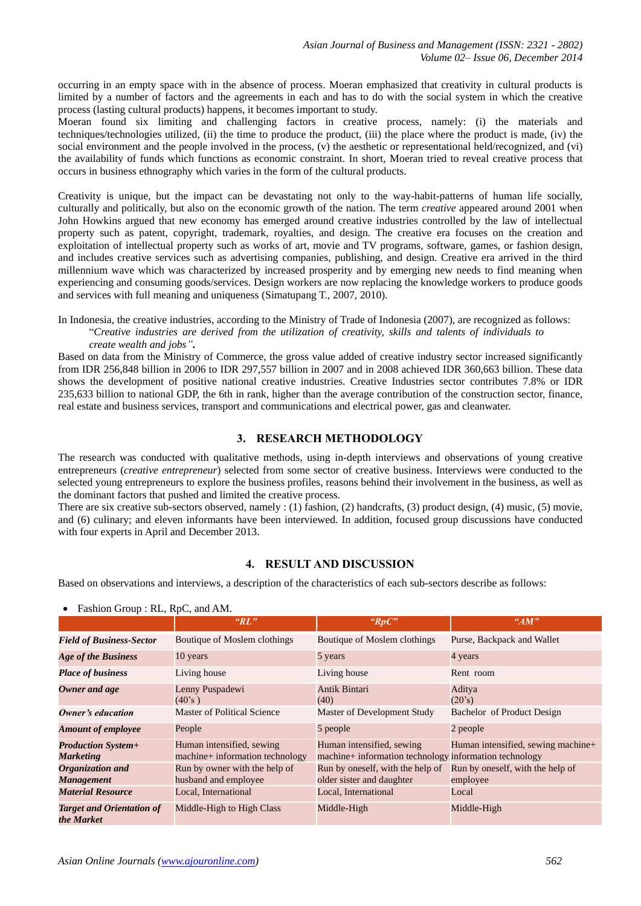occurring in an empty space with in the absence of process. Moeran emphasized that creativity in cultural products is limited by a number of factors and the agreements in each and has to do with the social system in which the creative process (lasting cultural products) happens, it becomes important to study.

Moeran found six limiting and challenging factors in creative process, namely: (i) the materials and techniques/technologies utilized, (ii) the time to produce the product, (iii) the place where the product is made, (iv) the social environment and the people involved in the process, (v) the aesthetic or representational held/recognized, and (vi) the availability of funds which functions as economic constraint. In short, Moeran tried to reveal creative process that occurs in business ethnography which varies in the form of the cultural products.

Creativity is unique, but the impact can be devastating not only to the way-habit-patterns of human life socially, culturally and politically, but also on the economic growth of the nation. The term *creative* appeared around 2001 when John Howkins argued that new economy has emerged around creative industries controlled by the law of intellectual property such as patent, copyright, trademark, royalties, and design. The creative era focuses on the creation and exploitation of intellectual property such as works of art, movie and TV programs, software, games, or fashion design, and includes creative services such as advertising companies, publishing, and design. Creative era arrived in the third millennium wave which was characterized by increased prosperity and by emerging new needs to find meaning when experiencing and consuming goods/services. Design workers are now replacing the knowledge workers to produce goods and services with full meaning and uniqueness (Simatupang T., 2007, 2010).

In Indonesia, the creative industries, according to the Ministry of Trade of Indonesia (2007), are recognized as follows:

> "*Creative industries are derived from the utilization of creativity, skills and talents of individuals to create wealth and jobs"***.**

Based on data from the Ministry of Commerce, the gross value added of creative industry sector increased significantly from IDR 256,848 billion in 2006 to IDR 297,557 billion in 2007 and in 2008 achieved IDR 360,663 billion. These data shows the development of positive national creative industries. Creative Industries sector contributes 7.8% or IDR 235,633 billion to national GDP, the 6th in rank, higher than the average contribution of the construction sector, finance, real estate and business services, transport and communications and electrical power, gas and cleanwater.

## 3. RESEARCH METHODOLOGY

The research was conducted with qualitative methods, using in-depth interviews and observations of young creative entrepreneurs (*creative entrepreneur*) selected from some sector of creative business. Interviews were conducted to the selected young entrepreneurs to explore the business profiles, reasons behind their involvement in the business, as well as the dominant factors that pushed and limited the creative process.

There are six creative sub-sectors observed, namely : (1) fashion, (2) handcrafts, (3) product design, (4) music, (5) movie, and (6) culinary; and eleven informants have been interviewed. In addition, focused group discussions have conducted with four experts in April and December 2013.

## 4. RESULT AND DISCUSSION

Based on observations and interviews, a description of the characteristics of each sub-sectors describe as follows:

- Fashion Group : RL, RpC, and AM.

| | ***"RL"*** | ***"RpC"*** | ***"AM"*** |
|---|---|---|---|
| ***Field of Business-Sector*** | Boutique of Moslem clothings | Boutique of Moslem clothings | Purse, Backpack and Wallet |
| ***Age of the Business*** | 10 years | 5 years | 4 years |
| ***Place of business*** | Living house | Living house | Rent room |
| ***Owner and age*** | Lenny Puspadewi (40's ) | Antik Bintari (40) | Aditya (20's) |
| ***Owner's education*** | Master of Political Science | Master of Development Study | Bachelor of Product Design |
| ***Amount of employee*** | People | 5 people | 2 people |
| ***Production System+ Marketing*** | Human intensified, sewing machine+ information technology | Human intensified, sewing machine+ information technology | Human intensified, sewing machine+ information technology |
| ***Organization and Management*** | Run by owner with the help of husband and employee | Run by oneself, with the help of older sister and daughter | Run by oneself, with the help of employee |
| ***Material Resource*** | Local, International | Local, International | Local |
| ***Target and Orientation of the Market*** | Middle-High to High Class | Middle-High | Middle-High |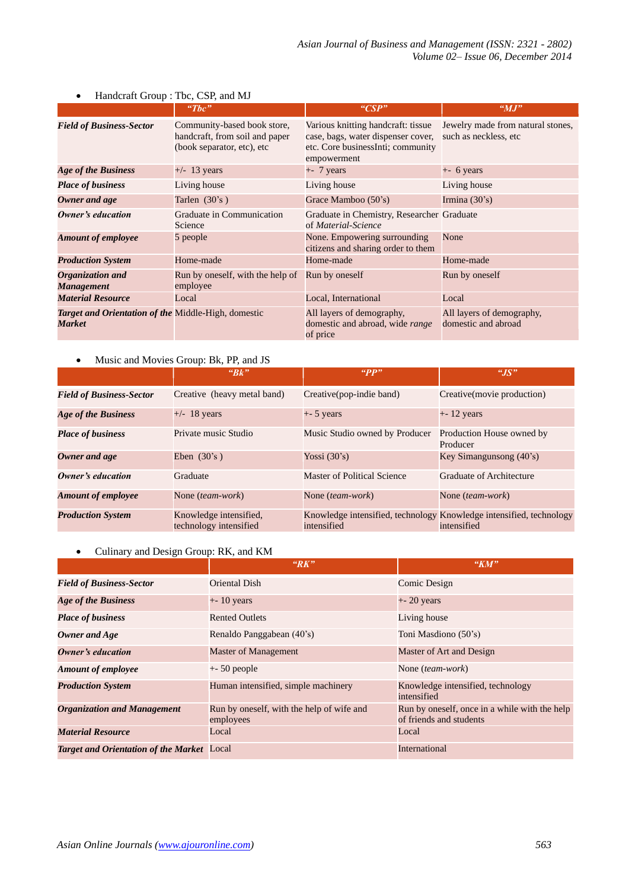- Handcraft Group : Tbc, CSP, and MJ

| | *"Tbc"* | *"CSP"* | *"MJ"* |
|---|---|---|---|
| ***Field of Business-Sector*** | Community-based book store, handcraft, from soil and paper (book separator, etc), etc | Various knitting handcraft: tissue case, bags, water dispenser cover, etc. Core businessInti; community empowerment | Jewelry made from natural stones, such as neckless, etc |
| ***Age of the Business*** | +/- 13 years | +- 7 years | +- 6 years |
| ***Place of business*** | Living house | Living house | Living house |
| ***Owner and age*** | Tarlen (30's ) | Grace Mamboo (50's) | Irmina (30's) |
| ***Owner's education*** | Graduate in Communication Science | Graduate in Chemistry, Researcher of *Material-Science* | Graduate |
| ***Amount of employee*** | 5 people | None. Empowering surrounding citizens and sharing order to them | None |
| ***Production System*** | Home-made | Home-made | Home-made |
| ***Organization and Management*** | Run by oneself, with the help of employee | Run by oneself | Run by oneself |
| ***Material Resource*** | Local | Local, International | Local |
| ***Target and Orientation of the Market*** | Middle-High, domestic | All layers of demography, domestic and abroad, wide *range* of price | All layers of demography, domestic and abroad |

- Music and Movies Group: Bk, PP, and JS

| | *"Bk"* | *"PP"* | *"JS"* |
|---|---|---|---|
| ***Field of Business-Sector*** | Creative (heavy metal band) | Creative(pop-indie band) | Creative(movie production) |
| ***Age of the Business*** | +/- 18 years | +- 5 years | +- 12 years |
| ***Place of business*** | Private music Studio | Music Studio owned by Producer | Production House owned by Producer |
| ***Owner and age*** | Eben (30's ) | Yossi (30's) | Key Simangunsong (40's) |
| ***Owner's education*** | Graduate | Master of Political Science | Graduate of Architecture |
| ***Amount of employee*** | None (*team-work*) | None (*team-work*) | None (*team-work*) |
| ***Production System*** | Knowledge intensified, technology intensified | Knowledge intensified, technology intensified | Knowledge intensified, technology intensified |

- Culinary and Design Group: RK, and KM

| | *"RK"* | *"KM"* |
|---|---|---|
| ***Field of Business-Sector*** | Oriental Dish | Comic Design |
| ***Age of the Business*** | +- 10 years | +- 20 years |
| ***Place of business*** | Rented Outlets | Living house |
| ***Owner and Age*** | Renaldo Panggabean (40's) | Toni Masdiono (50's) |
| ***Owner's education*** | Master of Management | Master of Art and Design |
| ***Amount of employee*** | +- 50 people | None (*team-work*) |
| ***Production System*** | Human intensified, simple machinery | Knowledge intensified, technology intensified |
| ***Organization and Management*** | Run by oneself, with the help of wife and employees | Run by oneself, once in a while with the help of friends and students |
| ***Material Resource*** | Local | Local |
| ***Target and Orientation of the Market*** | Local | International |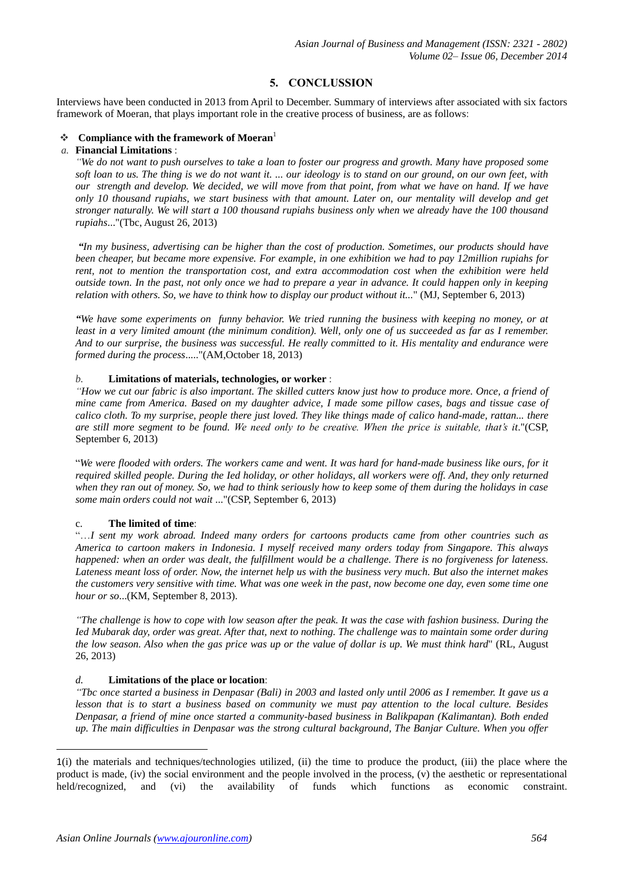## 5. CONCLUSSION

Interviews have been conducted in 2013 from April to December. Summary of interviews after associated with six factors framework of Moeran, that plays important role in the creative process of business, are as follows:

❖ **Compliance with the framework of Moeran**[1]

*a.* **Financial Limitations** :

*"We do not want to push ourselves to take a loan to foster our progress and growth. Many have proposed some soft loan to us. The thing is we do not want it. ... our ideology is to stand on our ground, on our own feet, with our strength and develop. We decided, we will move from that point, from what we have on hand. If we have only 10 thousand rupiahs, we start business with that amount. Later on, our mentality will develop and get stronger naturally. We will start a 100 thousand rupiahs business only when we already have the 100 thousand rupiahs*..."(Tbc, August 26, 2013)

*"In my business, advertising can be higher than the cost of production. Sometimes, our products should have been cheaper, but became more expensive. For example, in one exhibition we had to pay 12million rupiahs for rent, not to mention the transportation cost, and extra accommodation cost when the exhibition were held outside town. In the past, not only once we had to prepare a year in advance. It could happen only in keeping relation with others. So, we have to think how to display our product without it...*" (MJ, September 6, 2013)

*"We have some experiments on funny behavior. We tried running the business with keeping no money, or at least in a very limited amount (the minimum condition). Well, only one of us succeeded as far as I remember. And to our surprise, the business was successful. He really committed to it. His mentality and endurance were formed during the process*....."(AM,October 18, 2013)

*b.* **Limitations of materials, technologies, or worker** :

*"How we cut our fabric is also important. The skilled cutters know just how to produce more. Once, a friend of mine came from America. Based on my daughter advice, I made some pillow cases, bags and tissue case of calico cloth. To my surprise, people there just loved. They like things made of calico hand-made, rattan... there are still more segment to be found. We need only to be creative. When the price is suitable, that's it*."(CSP, September 6, 2013)

"*We were flooded with orders. The workers came and went. It was hard for hand-made business like ours, for it required skilled people. During the Ied holiday, or other holidays, all workers were off. And, they only returned when they ran out of money. So, we had to think seriously how to keep some of them during the holidays in case some main orders could not wait* ..."(CSP, September 6, 2013)

c. **The limited of time**:

"…*I sent my work abroad. Indeed many orders for cartoons products came from other countries such as America to cartoon makers in Indonesia. I myself received many orders today from Singapore. This always happened: when an order was dealt, the fulfillment would be a challenge. There is no forgiveness for lateness. Lateness meant loss of order. Now, the internet help us with the business very much. But also the internet makes the customers very sensitive with time. What was one week in the past, now become one day, even some time one hour or so*...(KM, September 8, 2013).

*"The challenge is how to cope with low season after the peak. It was the case with fashion business. During the Ied Mubarak day, order was great. After that, next to nothing. The challenge was to maintain some order during the low season. Also when the gas price was up or the value of dollar is up. We must think hard*" (RL, August 26, 2013)

*d.* **Limitations of the place or location**:

*"Tbc once started a business in Denpasar (Bali) in 2003 and lasted only until 2006 as I remember. It gave us a lesson that is to start a business based on community we must pay attention to the local culture. Besides Denpasar, a friend of mine once started a community-based business in Balikpapan (Kalimantan). Both ended up. The main difficulties in Denpasar was the strong cultural background, The Banjar Culture. When you offer*

---

1(i) the materials and techniques/technologies utilized, (ii) the time to produce the product, (iii) the place where the product is made, (iv) the social environment and the people involved in the process, (v) the aesthetic or representational held/recognized, and (vi) the availability of funds which functions as economic constraint.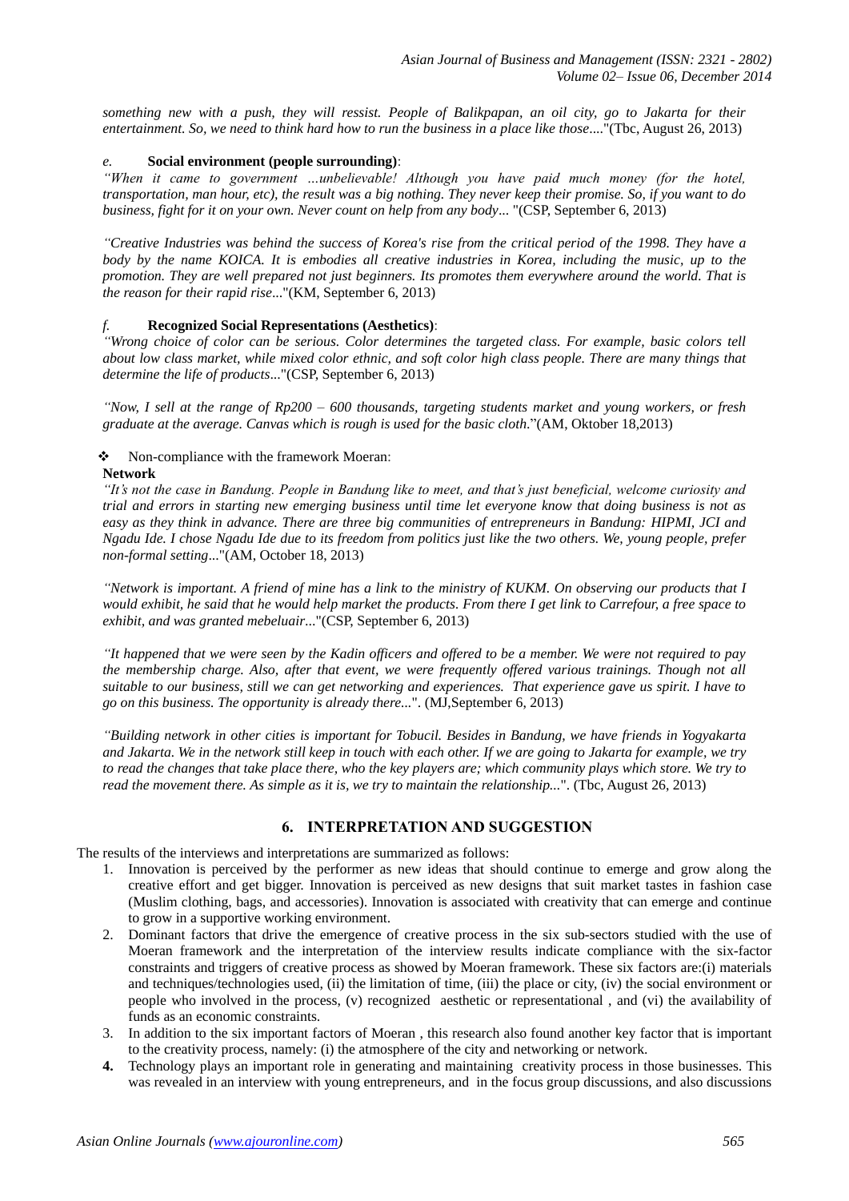*something new with a push, they will ressist. People of Balikpapan, an oil city, go to Jakarta for their entertainment. So, we need to think hard how to run the business in a place like those*...."(Tbc, August 26, 2013)

*e.* **Social environment (people surrounding)**:

*"When it came to government ...unbelievable! Although you have paid much money (for the hotel, transportation, man hour, etc), the result was a big nothing. They never keep their promise. So, if you want to do business, fight for it on your own. Never count on help from any body*... "(CSP, September 6, 2013)

*"Creative Industries was behind the success of Korea's rise from the critical period of the 1998. They have a body by the name KOICA. It is embodies all creative industries in Korea, including the music, up to the promotion. They are well prepared not just beginners. Its promotes them everywhere around the world. That is the reason for their rapid rise*..."(KM, September 6, 2013)

*f.* **Recognized Social Representations (Aesthetics)**:

*"Wrong choice of color can be serious. Color determines the targeted class. For example, basic colors tell about low class market, while mixed color ethnic, and soft color high class people. There are many things that determine the life of products*..."(CSP, September 6, 2013)

*"Now, I sell at the range of Rp200 – 600 thousands, targeting students market and young workers, or fresh graduate at the average. Canvas which is rough is used for the basic cloth*."(AM, Oktober 18,2013)

❖ Non-compliance with the framework Moeran:

**Network**

*"It's not the case in Bandung. People in Bandung like to meet, and that's just beneficial, welcome curiosity and trial and errors in starting new emerging business until time let everyone know that doing business is not as easy as they think in advance. There are three big communities of entrepreneurs in Bandung: HIPMI, JCI and Ngadu Ide. I chose Ngadu Ide due to its freedom from politics just like the two others. We, young people, prefer non-formal setting*..."(AM, October 18, 2013)

*"Network is important. A friend of mine has a link to the ministry of KUKM. On observing our products that I would exhibit, he said that he would help market the products. From there I get link to Carrefour, a free space to exhibit, and was granted mebeluair*..."(CSP, September 6, 2013)

*"It happened that we were seen by the Kadin officers and offered to be a member. We were not required to pay the membership charge. Also, after that event, we were frequently offered various trainings. Though not all suitable to our business, still we can get networking and experiences. That experience gave us spirit. I have to go on this business. The opportunity is already there*...". (MJ,September 6, 2013)

*"Building network in other cities is important for Tobucil. Besides in Bandung, we have friends in Yogyakarta and Jakarta. We in the network still keep in touch with each other. If we are going to Jakarta for example, we try to read the changes that take place there, who the key players are; which community plays which store. We try to read the movement there. As simple as it is, we try to maintain the relationship*...". (Tbc, August 26, 2013)

## 6. INTERPRETATION AND SUGGESTION

The results of the interviews and interpretations are summarized as follows:

1. Innovation is perceived by the performer as new ideas that should continue to emerge and grow along the creative effort and get bigger. Innovation is perceived as new designs that suit market tastes in fashion case (Muslim clothing, bags, and accessories). Innovation is associated with creativity that can emerge and continue to grow in a supportive working environment.
2. Dominant factors that drive the emergence of creative process in the six sub-sectors studied with the use of Moeran framework and the interpretation of the interview results indicate compliance with the six-factor constraints and triggers of creative process as showed by Moeran framework. These six factors are:(i) materials and techniques/technologies used, (ii) the limitation of time, (iii) the place or city, (iv) the social environment or people who involved in the process, (v) recognized aesthetic or representational , and (vi) the availability of funds as an economic constraints.
3. In addition to the six important factors of Moeran , this research also found another key factor that is important to the creativity process, namely: (i) the atmosphere of the city and networking or network.
4. **4.** Technology plays an important role in generating and maintaining creativity process in those businesses. This was revealed in an interview with young entrepreneurs, and in the focus group discussions, and also discussions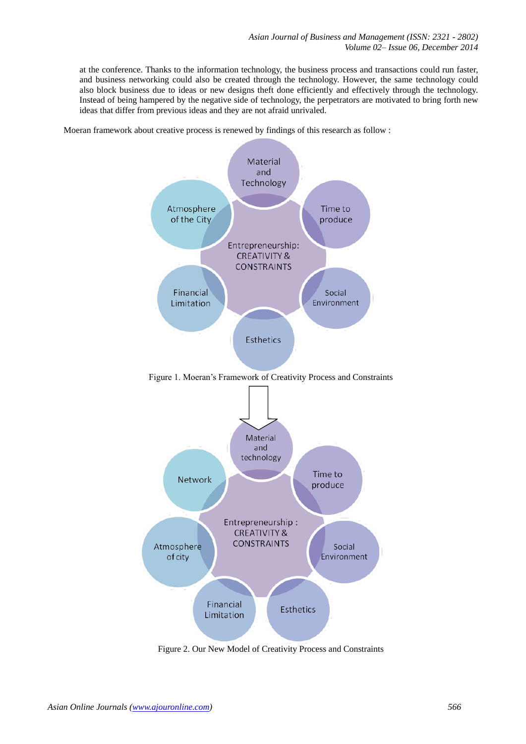at the conference. Thanks to the information technology, the business process and transactions could run faster, and business networking could also be created through the technology. However, the same technology could also block business due to ideas or new designs theft done efficiently and effectively through the technology. Instead of being hampered by the negative side of technology, the perpetrators are motivated to bring forth new ideas that differ from previous ideas and they are not afraid unrivaled.

Moeran framework about creative process is renewed by findings of this research as follow :

Figure 1. Moeran's Framework of Creativity Process and Constraints

Figure 2. Our New Model of Creativity Process and Constraints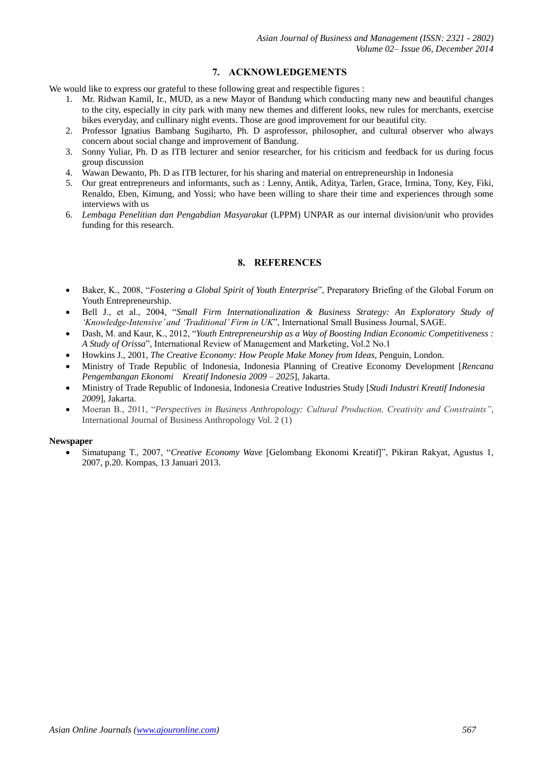## 7. ACKNOWLEDGEMENTS

We would like to express our grateful to these following great and respectible figures :

1. Mr. Ridwan Kamil, Ir., MUD, as a new Mayor of Bandung which conducting many new and beautiful changes to the city, especially in city park with many new themes and different looks, new rules for merchants, exercise bikes everyday, and cullinary night events. Those are good improvement for our beautiful city.
2. Professor Ignatius Bambang Sugiharto, Ph. D asprofessor, philosopher, and cultural observer who always concern about social change and improvement of Bandung.
3. Sonny Yuliar, Ph. D as ITB lecturer and senior researcher, for his criticism and feedback for us during focus group discussion
4. Wawan Dewanto, Ph. D as ITB lecturer, for his sharing and material on entrepreneurship in Indonesia
5. Our great entrepreneurs and informants, such as : Lenny, Antik, Aditya, Tarlen, Grace, Irmina, Tony, Key, Fiki, Renaldo, Eben, Kimung, and Yossi; who have been willing to share their time and experiences through some interviews with us
6. *Lembaga Penelitian dan Pengabdian Masyarakat* (LPPM) UNPAR as our internal division/unit who provides funding for this research.

## 8. REFERENCES

- Baker, K., 2008, "*Fostering a Global Spirit of Youth Enterprise*", Preparatory Briefing of the Global Forum on Youth Entrepreneurship.
- Bell J., et al., 2004, "*Small Firm Internationalization & Business Strategy: An Exploratory Study of 'Knowledge-Intensive' and 'Traditional' Firm in UK*", International Small Business Journal, SAGE.
- Dash, M. and Kaur, K., 2012, "*Youth Entrepreneurship as a Way of Boosting Indian Economic Competitiveness : A Study of Orissa*", International Review of Management and Marketing, Vol.2 No.1
- Howkins J., 2001, *The Creative Economy: How People Make Money from Ideas*, Penguin, London.
- Ministry of Trade Republic of Indonesia, Indonesia Planning of Creative Economy Development [*Rencana Pengembangan Ekonomi Kreatif Indonesia 2009 – 2025*], Jakarta.
- Ministry of Trade Republic of Indonesia, Indonesia Creative Industries Study [*Studi Industri Kreatif Indonesia 2009*], Jakarta.
- Moeran B., 2011, "*Perspectives in Business Anthropology: Cultural Production, Creativity and Constraints"*, International Journal of Business Anthropology Vol. 2 (1)

**Newspaper**

- Simatupang T., 2007, "*Creative Economy Wave* [Gelombang Ekonomi Kreatif]", Pikiran Rakyat, Agustus 1, 2007, p.20. Kompas, 13 Januari 2013.